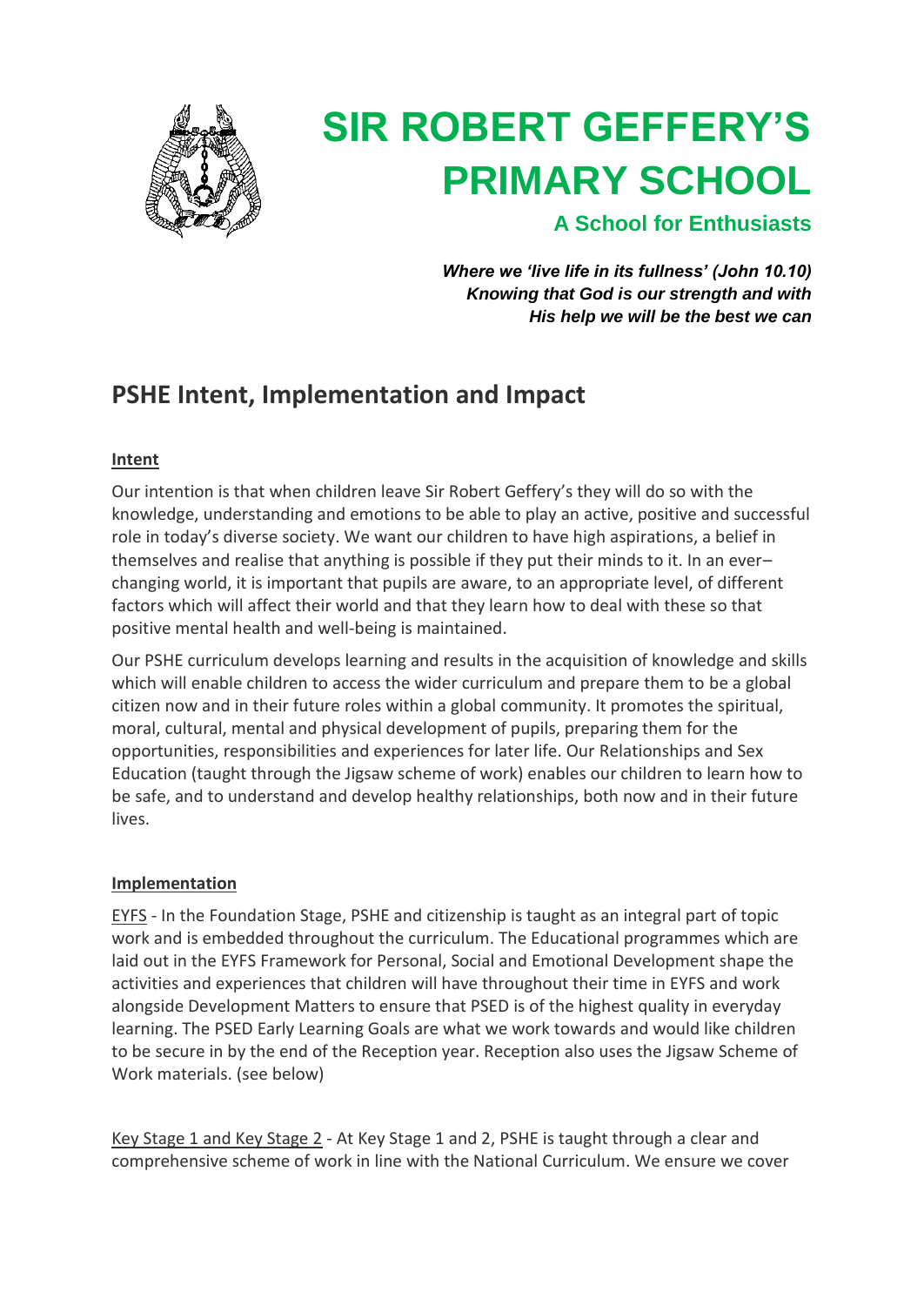# SIR ROBERT GEFFERY'S PRIMARY SCHOOL

**A School for Enthusiasts**

***Where we 'live life in its fullness' (John 10.10)***
***Knowing that God is our strength and with***
***His help we will be the best we can***

## PSHE Intent, Implementation and Impact

### Intent

Our intention is that when children leave Sir Robert Geffery's they will do so with the knowledge, understanding and emotions to be able to play an active, positive and successful role in today's diverse society. We want our children to have high aspirations, a belief in themselves and realise that anything is possible if they put their minds to it. In an ever–changing world, it is important that pupils are aware, to an appropriate level, of different factors which will affect their world and that they learn how to deal with these so that positive mental health and well-being is maintained.

Our PSHE curriculum develops learning and results in the acquisition of knowledge and skills which will enable children to access the wider curriculum and prepare them to be a global citizen now and in their future roles within a global community. It promotes the spiritual, moral, cultural, mental and physical development of pupils, preparing them for the opportunities, responsibilities and experiences for later life. Our Relationships and Sex Education (taught through the Jigsaw scheme of work) enables our children to learn how to be safe, and to understand and develop healthy relationships, both now and in their future lives.

### Implementation

EYFS - In the Foundation Stage, PSHE and citizenship is taught as an integral part of topic work and is embedded throughout the curriculum. The Educational programmes which are laid out in the EYFS Framework for Personal, Social and Emotional Development shape the activities and experiences that children will have throughout their time in EYFS and work alongside Development Matters to ensure that PSED is of the highest quality in everyday learning. The PSED Early Learning Goals are what we work towards and would like children to be secure in by the end of the Reception year. Reception also uses the Jigsaw Scheme of Work materials. (see below)

Key Stage 1 and Key Stage 2 - At Key Stage 1 and 2, PSHE is taught through a clear and comprehensive scheme of work in line with the National Curriculum. We ensure we cover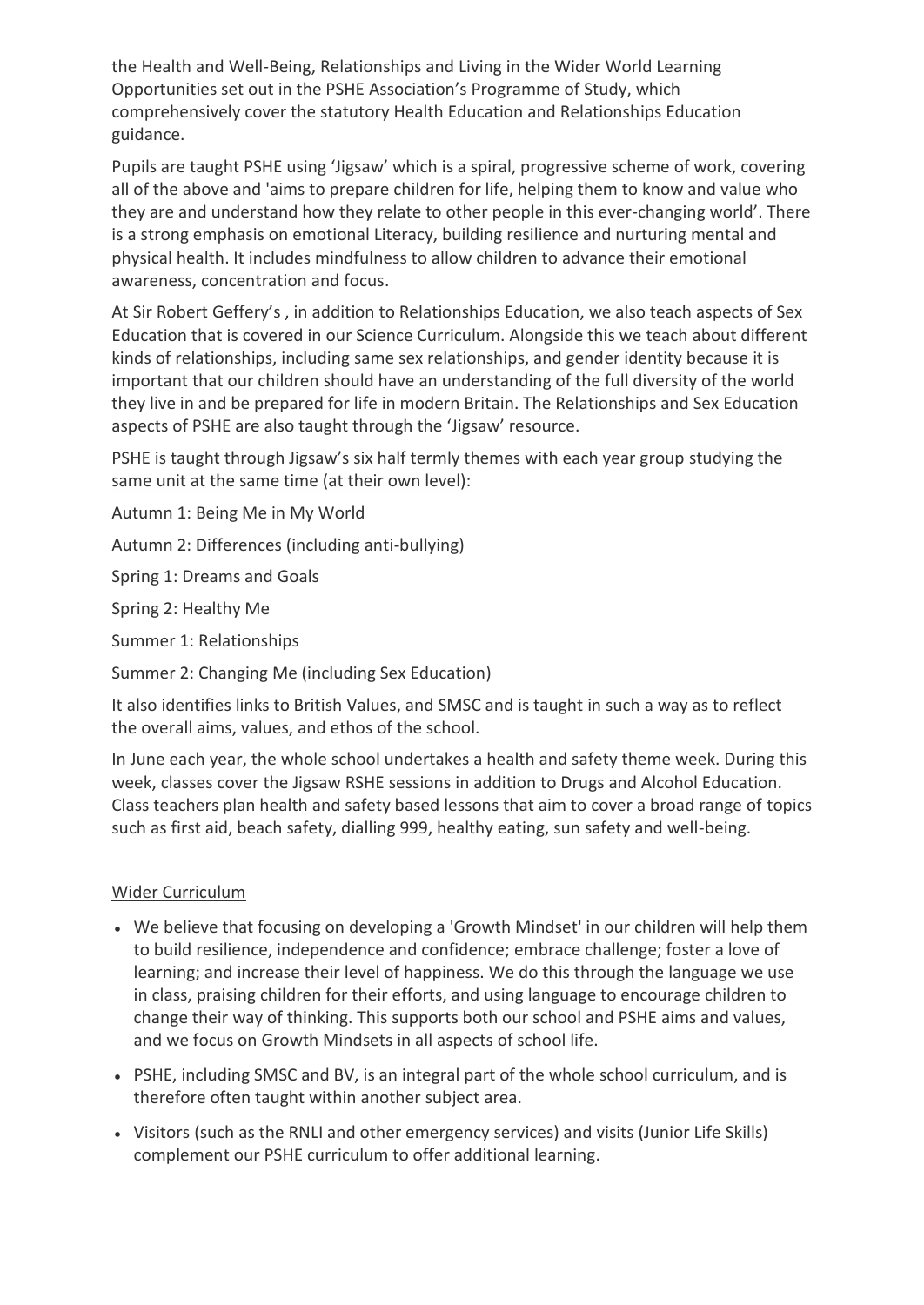the Health and Well-Being, Relationships and Living in the Wider World Learning Opportunities set out in the PSHE Association's Programme of Study, which comprehensively cover the statutory Health Education and Relationships Education guidance.

Pupils are taught PSHE using 'Jigsaw' which is a spiral, progressive scheme of work, covering all of the above and 'aims to prepare children for life, helping them to know and value who they are and understand how they relate to other people in this ever-changing world'. There is a strong emphasis on emotional Literacy, building resilience and nurturing mental and physical health. It includes mindfulness to allow children to advance their emotional awareness, concentration and focus.

At Sir Robert Geffery's , in addition to Relationships Education, we also teach aspects of Sex Education that is covered in our Science Curriculum. Alongside this we teach about different kinds of relationships, including same sex relationships, and gender identity because it is important that our children should have an understanding of the full diversity of the world they live in and be prepared for life in modern Britain. The Relationships and Sex Education aspects of PSHE are also taught through the 'Jigsaw' resource.

PSHE is taught through Jigsaw's six half termly themes with each year group studying the same unit at the same time (at their own level):

Autumn 1: Being Me in My World

Autumn 2: Differences (including anti-bullying)

Spring 1: Dreams and Goals

Spring 2: Healthy Me

Summer 1: Relationships

Summer 2: Changing Me (including Sex Education)

It also identifies links to British Values, and SMSC and is taught in such a way as to reflect the overall aims, values, and ethos of the school.

In June each year, the whole school undertakes a health and safety theme week. During this week, classes cover the Jigsaw RSHE sessions in addition to Drugs and Alcohol Education. Class teachers plan health and safety based lessons that aim to cover a broad range of topics such as first aid, beach safety, dialling 999, healthy eating, sun safety and well-being.

<u>Wider Curriculum</u>

- We believe that focusing on developing a 'Growth Mindset' in our children will help them to build resilience, independence and confidence; embrace challenge; foster a love of learning; and increase their level of happiness. We do this through the language we use in class, praising children for their efforts, and using language to encourage children to change their way of thinking. This supports both our school and PSHE aims and values, and we focus on Growth Mindsets in all aspects of school life.
- PSHE, including SMSC and BV, is an integral part of the whole school curriculum, and is therefore often taught within another subject area.
- Visitors (such as the RNLI and other emergency services) and visits (Junior Life Skills) complement our PSHE curriculum to offer additional learning.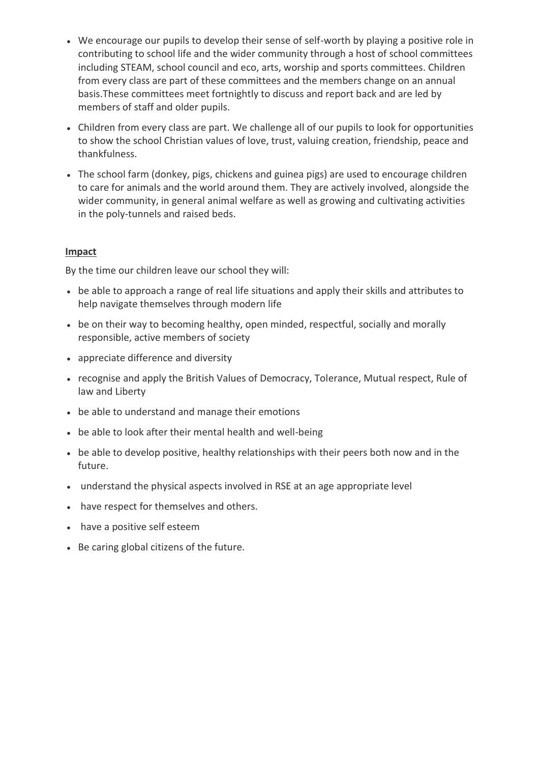- We encourage our pupils to develop their sense of self-worth by playing a positive role in contributing to school life and the wider community through a host of school committees including STEAM, school council and eco, arts, worship and sports committees. Children from every class are part of these committees and the members change on an annual basis.These committees meet fortnightly to discuss and report back and are led by members of staff and older pupils.
- Children from every class are part. We challenge all of our pupils to look for opportunities to show the school Christian values of love, trust, valuing creation, friendship, peace and thankfulness.
- The school farm (donkey, pigs, chickens and guinea pigs) are used to encourage children to care for animals and the world around them. They are actively involved, alongside the wider community, in general animal welfare as well as growing and cultivating activities in the poly-tunnels and raised beds.

**Impact**

By the time our children leave our school they will:

- be able to approach a range of real life situations and apply their skills and attributes to help navigate themselves through modern life
- be on their way to becoming healthy, open minded, respectful, socially and morally responsible, active members of society
- appreciate difference and diversity
- recognise and apply the British Values of Democracy, Tolerance, Mutual respect, Rule of law and Liberty
- be able to understand and manage their emotions
- be able to look after their mental health and well-being
- be able to develop positive, healthy relationships with their peers both now and in the future.
- understand the physical aspects involved in RSE at an age appropriate level
- have respect for themselves and others.
- have a positive self esteem
- Be caring global citizens of the future.